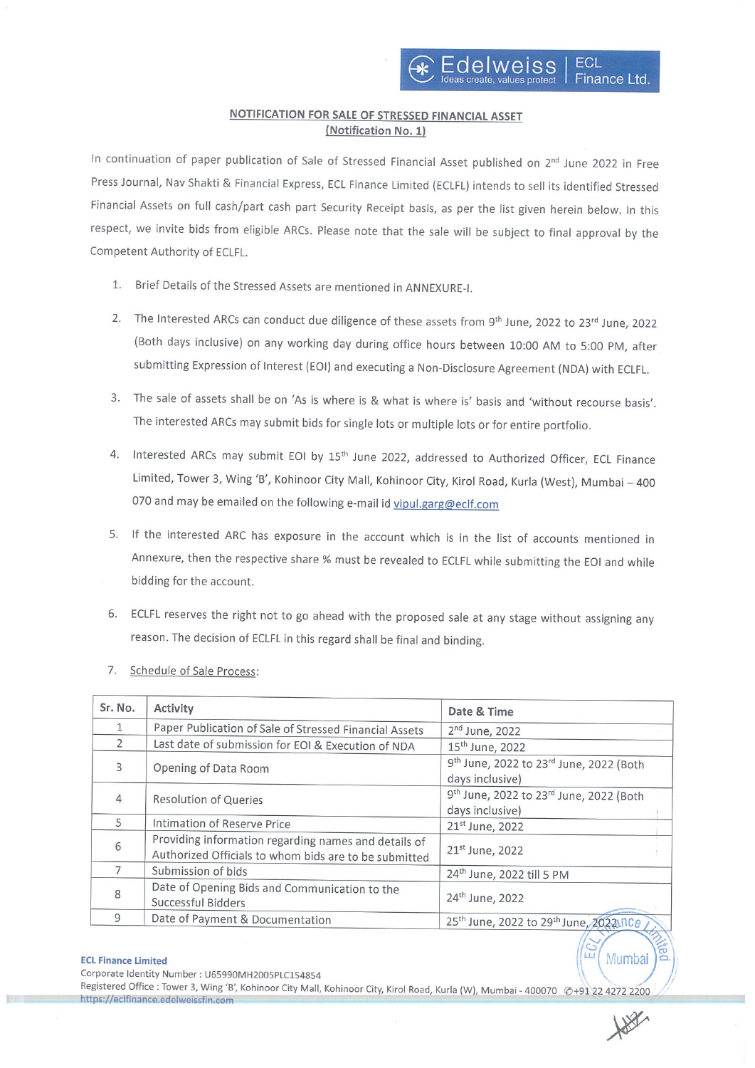## NOTIFICATION FOR SALE OF STRESSED FINANCIAL ASSET
### (Notification No. 1)

In continuation of paper publication of Sale of Stressed Financial Asset published on 2nd June 2022 in Free Press Journal, Nav Shakti & Financial Express, ECL Finance Limited (ECLFL) intends to sell its identified Stressed Financial Assets on full cash/part cash part Security Receipt basis, as per the list given herein below. In this respect, we invite bids from eligible ARCs. Please note that the sale will be subject to final approval by the Competent Authority of ECLFL.

1. Brief Details of the Stressed Assets are mentioned in ANNEXURE-I.
2. The Interested ARCs can conduct due diligence of these assets from 9th June, 2022 to 23rd June, 2022 (Both days inclusive) on any working day during office hours between 10:00 AM to 5:00 PM, after submitting Expression of Interest (EOI) and executing a Non-Disclosure Agreement (NDA) with ECLFL.
3. The sale of assets shall be on 'As is where is & what is where is' basis and 'without recourse basis'. The interested ARCs may submit bids for single lots or multiple lots or for entire portfolio.
4. Interested ARCs may submit EOI by 15th June 2022, addressed to Authorized Officer, ECL Finance Limited, Tower 3, Wing 'B', Kohinoor City Mall, Kohinoor City, Kirol Road, Kurla (West), Mumbai – 400 070 and may be emailed on the following e-mail id vipul.garg@eclf.com
5. If the interested ARC has exposure in the account which is in the list of accounts mentioned in Annexure, then the respective share % must be revealed to ECLFL while submitting the EOI and while bidding for the account.
6. ECLFL reserves the right not to go ahead with the proposed sale at any stage without assigning any reason. The decision of ECLFL in this regard shall be final and binding.
7. Schedule of Sale Process:

| Sr. No. | Activity | Date & Time |
|---|---|---|
| 1 | Paper Publication of Sale of Stressed Financial Assets | 2nd June, 2022 |
| 2 | Last date of submission for EOI & Execution of NDA | 15th June, 2022 |
| 3 | Opening of Data Room | 9th June, 2022 to 23rd June, 2022 (Both days inclusive) |
| 4 | Resolution of Queries | 9th June, 2022 to 23rd June, 2022 (Both days inclusive) |
| 5 | Intimation of Reserve Price | 21st June, 2022 |
| 6 | Providing information regarding names and details of Authorized Officials to whom bids are to be submitted | 21st June, 2022 |
| 7 | Submission of bids | 24th June, 2022 till 5 PM |
| 8 | Date of Opening Bids and Communication to the Successful Bidders | 24th June, 2022 |
| 9 | Date of Payment & Documentation | 25th June, 2022 to 29th June, 2022 |

**ECL Finance Limited**
Corporate Identity Number : U65990MH2005PLC154854
Registered Office : Tower 3, Wing 'B', Kohinoor City Mall, Kohinoor City, Kirol Road, Kurla (W), Mumbai - 400070 ✆+91 22 4272 2200
https://eclfinance.edelweissfin.com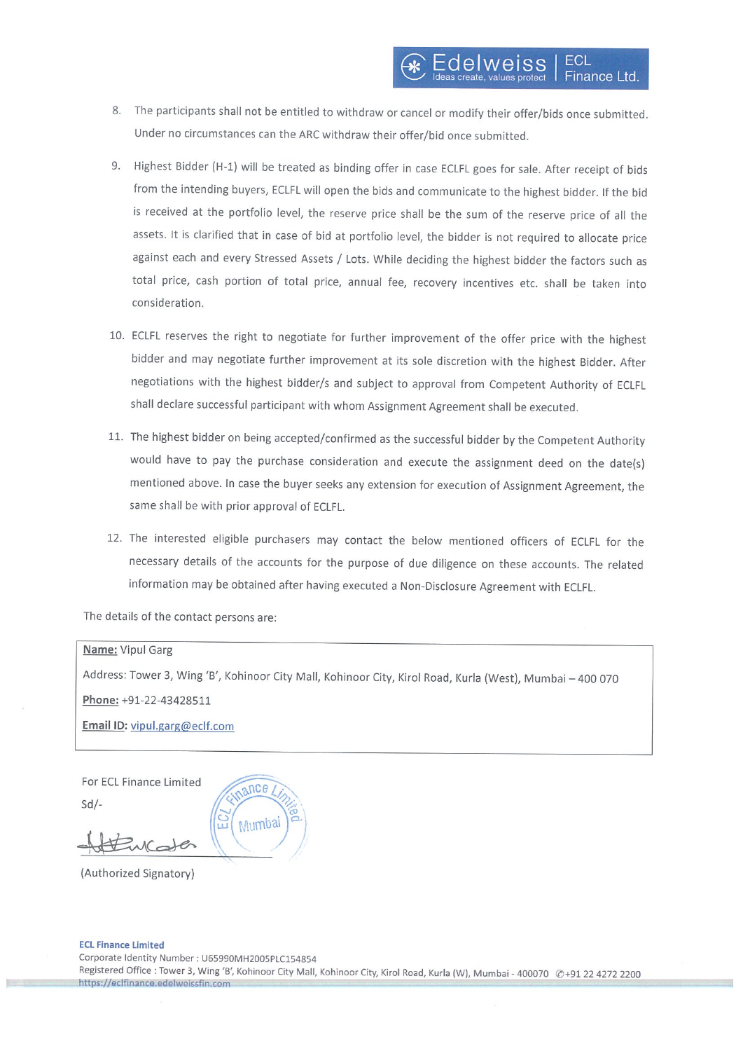8. The participants shall not be entitled to withdraw or cancel or modify their offer/bids once submitted. Under no circumstances can the ARC withdraw their offer/bid once submitted.

9. Highest Bidder (H-1) will be treated as binding offer in case ECLFL goes for sale. After receipt of bids from the intending buyers, ECLFL will open the bids and communicate to the highest bidder. If the bid is received at the portfolio level, the reserve price shall be the sum of the reserve price of all the assets. It is clarified that in case of bid at portfolio level, the bidder is not required to allocate price against each and every Stressed Assets / Lots. While deciding the highest bidder the factors such as total price, cash portion of total price, annual fee, recovery incentives etc. shall be taken into consideration.

10. ECLFL reserves the right to negotiate for further improvement of the offer price with the highest bidder and may negotiate further improvement at its sole discretion with the highest Bidder. After negotiations with the highest bidder/s and subject to approval from Competent Authority of ECLFL shall declare successful participant with whom Assignment Agreement shall be executed.

11. The highest bidder on being accepted/confirmed as the successful bidder by the Competent Authority would have to pay the purchase consideration and execute the assignment deed on the date(s) mentioned above. In case the buyer seeks any extension for execution of Assignment Agreement, the same shall be with prior approval of ECLFL.

12. The interested eligible purchasers may contact the below mentioned officers of ECLFL for the necessary details of the accounts for the purpose of due diligence on these accounts. The related information may be obtained after having executed a Non-Disclosure Agreement with ECLFL.

The details of the contact persons are:

| **Name:** Vipul Garg<br>Address: Tower 3, Wing 'B', Kohinoor City Mall, Kohinoor City, Kirol Road, Kurla (West), Mumbai – 400 070<br>**Phone:** +91-22-43428511<br>**Email ID:** vipul.garg@eclf.com |
|---|

For ECL Finance Limited

Sd/-

(Authorized Signatory)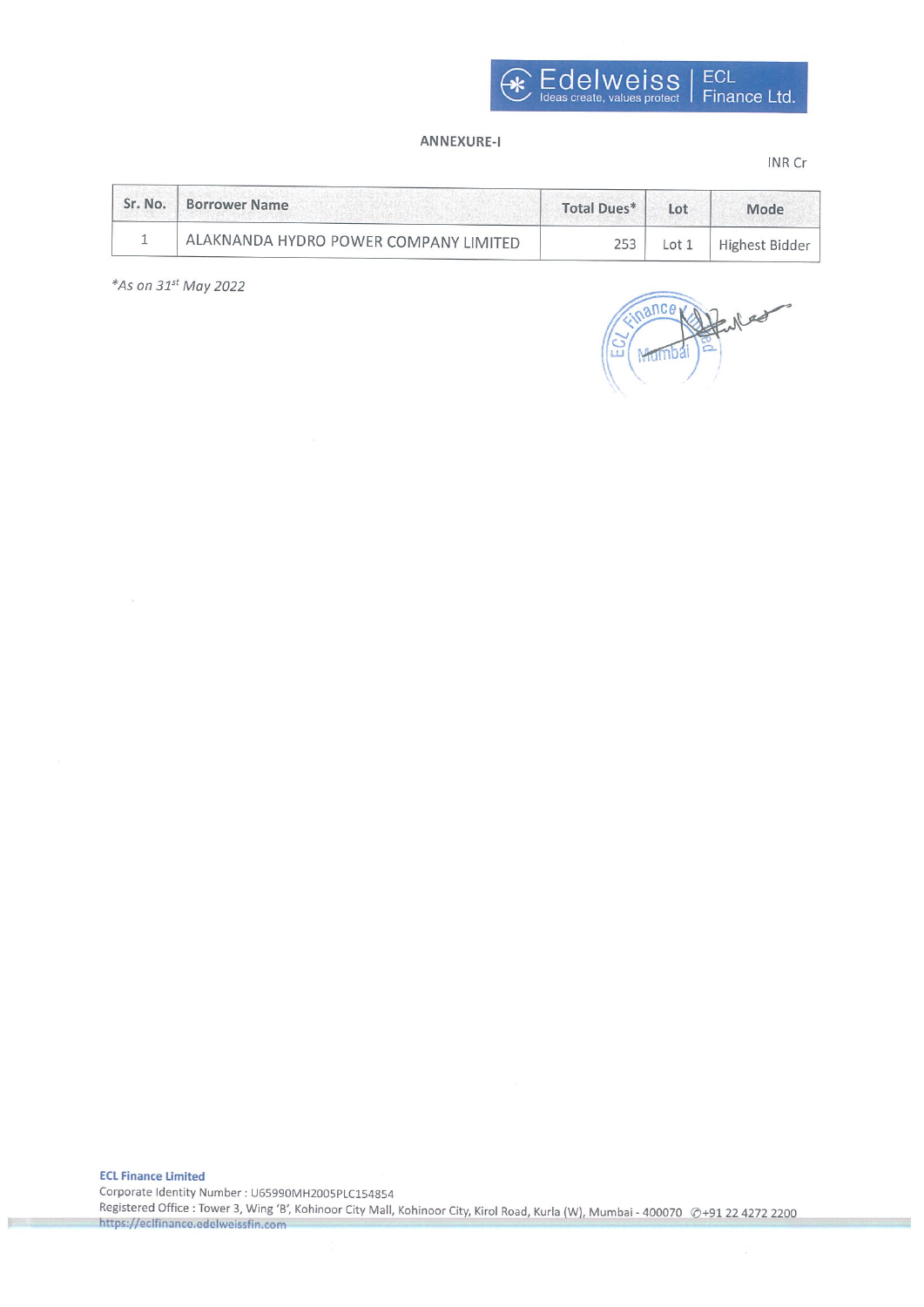## ANNEXURE-I

INR Cr

| Sr. No. | Borrower Name | Total Dues* | Lot | Mode |
|---|---|---|---|---|
| 1 | ALAKNANDA HYDRO POWER COMPANY LIMITED | 253 | Lot 1 | Highest Bidder |

*As on 31st May 2022*

**ECL Finance Limited**
Corporate Identity Number : U65990MH2005PLC154854
Registered Office : Tower 3, Wing 'B', Kohinoor City Mall, Kohinoor City, Kirol Road, Kurla (W), Mumbai - 400070 ✆+91 22 4272 2200
https://eclfinance.edelweissfin.com